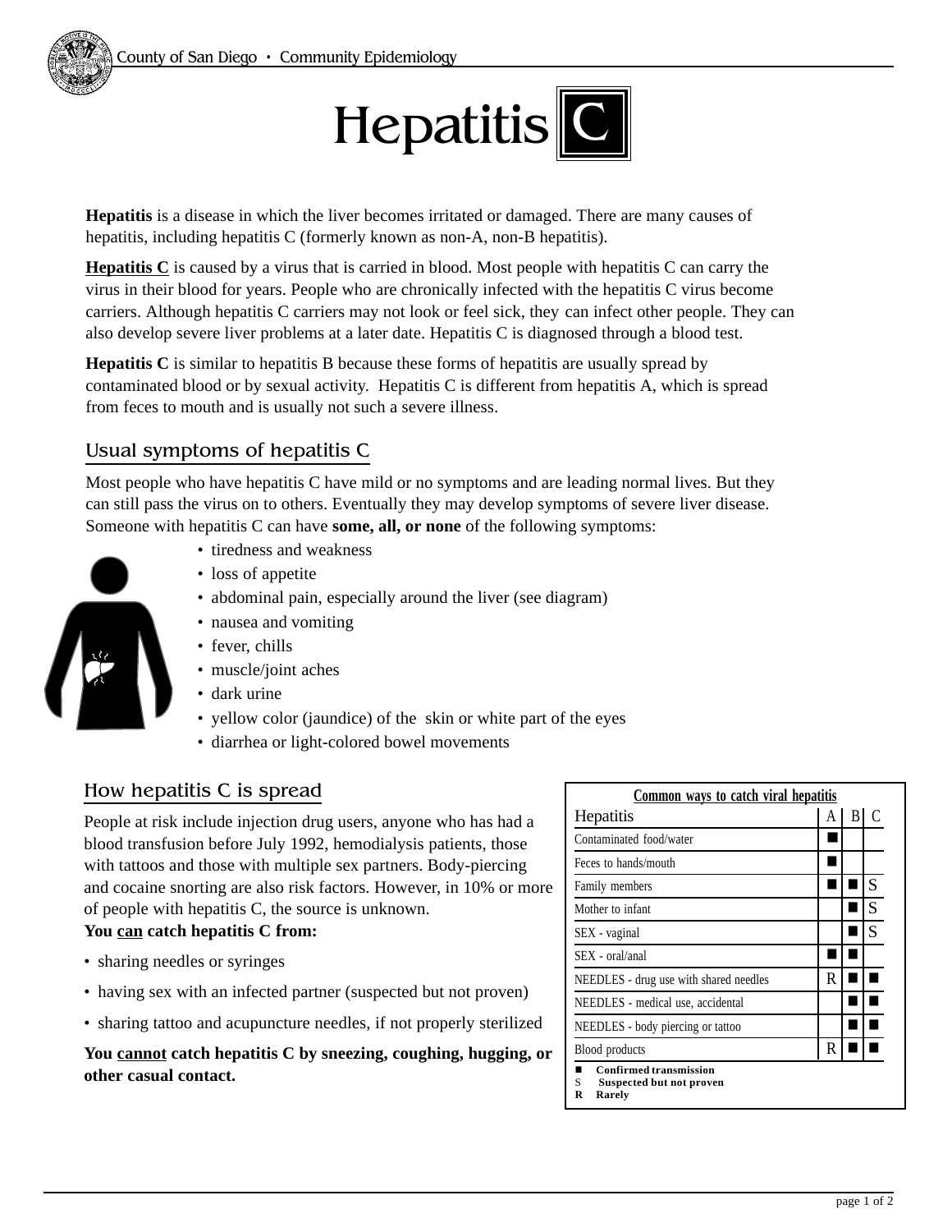# Hepatitis C

**Hepatitis** is a disease in which the liver becomes irritated or damaged. There are many causes of hepatitis, including hepatitis C (formerly known as non-A, non-B hepatitis).

**Hepatitis C** is caused by a virus that is carried in blood. Most people with hepatitis C can carry the virus in their blood for years. People who are chronically infected with the hepatitis C virus become carriers. Although hepatitis C carriers may not look or feel sick, they can infect other people. They can also develop severe liver problems at a later date. Hepatitis C is diagnosed through a blood test.

**Hepatitis C** is similar to hepatitis B because these forms of hepatitis are usually spread by contaminated blood or by sexual activity. Hepatitis C is different from hepatitis A, which is spread from feces to mouth and is usually not such a severe illness.

## Usual symptoms of hepatitis C

Most people who have hepatitis C have mild or no symptoms and are leading normal lives. But they can still pass the virus on to others. Eventually they may develop symptoms of severe liver disease. Someone with hepatitis C can have **some, all, or none** of the following symptoms:

- tiredness and weakness
- loss of appetite
- abdominal pain, especially around the liver (see diagram)
- nausea and vomiting
- fever, chills
- muscle/joint aches
- dark urine
- yellow color (jaundice) of the skin or white part of the eyes
- diarrhea or light-colored bowel movements

## How hepatitis C is spread

People at risk include injection drug users, anyone who has had a blood transfusion before July 1992, hemodialysis patients, those with tattoos and those with multiple sex partners. Body-piercing and cocaine snorting are also risk factors. However, in 10% or more of people with hepatitis C, the source is unknown.

**You can catch hepatitis C from:**

- sharing needles or syringes
- having sex with an infected partner (suspected but not proven)
- sharing tattoo and acupuncture needles, if not properly sterilized

**You cannot catch hepatitis C by sneezing, coughing, hugging, or other casual contact.**

**Common ways to catch viral hepatitis**

| Hepatitis | A | B | C |
|---|---|---|---|
| Contaminated food/water | ■ | | |
| Feces to hands/mouth | ■ | | |
| Family members | ■ | ■ | S |
| Mother to infant | | ■ | S |
| SEX - vaginal | | ■ | S |
| SEX - oral/anal | ■ | ■ | |
| NEEDLES - drug use with shared needles | R | ■ | ■ |
| NEEDLES - medical use, accidental | | ■ | ■ |
| NEEDLES - body piercing or tattoo | | ■ | ■ |
| Blood products | R | ■ | ■ |

■ **Confirmed transmission**
S **Suspected but not proven**
R **Rarely**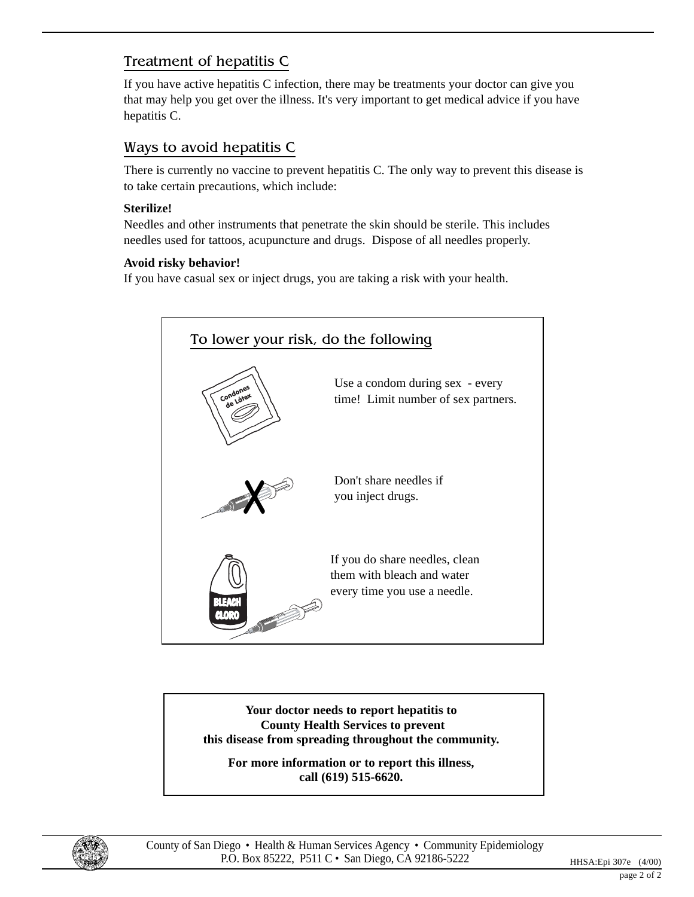## Treatment of hepatitis C

If you have active hepatitis C infection, there may be treatments your doctor can give you that may help you get over the illness. It's very important to get medical advice if you have hepatitis C.

## Ways to avoid hepatitis C

There is currently no vaccine to prevent hepatitis C. The only way to prevent this disease is to take certain precautions, which include:

**Sterilize!**
Needles and other instruments that penetrate the skin should be sterile. This includes needles used for tattoos, acupuncture and drugs. Dispose of all needles properly.

**Avoid risky behavior!**
If you have casual sex or inject drugs, you are taking a risk with your health.

### To lower your risk, do the following

Use a condom during sex - every time! Limit number of sex partners.

Don't share needles if you inject drugs.

If you do share needles, clean them with bleach and water every time you use a needle.

**Your doctor needs to report hepatitis to County Health Services to prevent this disease from spreading throughout the community.**

**For more information or to report this illness, call (619) 515-6620.**

County of San Diego • Health & Human Services Agency • Community Epidemiology
P.O. Box 85222, P511 C • San Diego, CA 92186-5222

HHSA:Epi 307e (4/00)